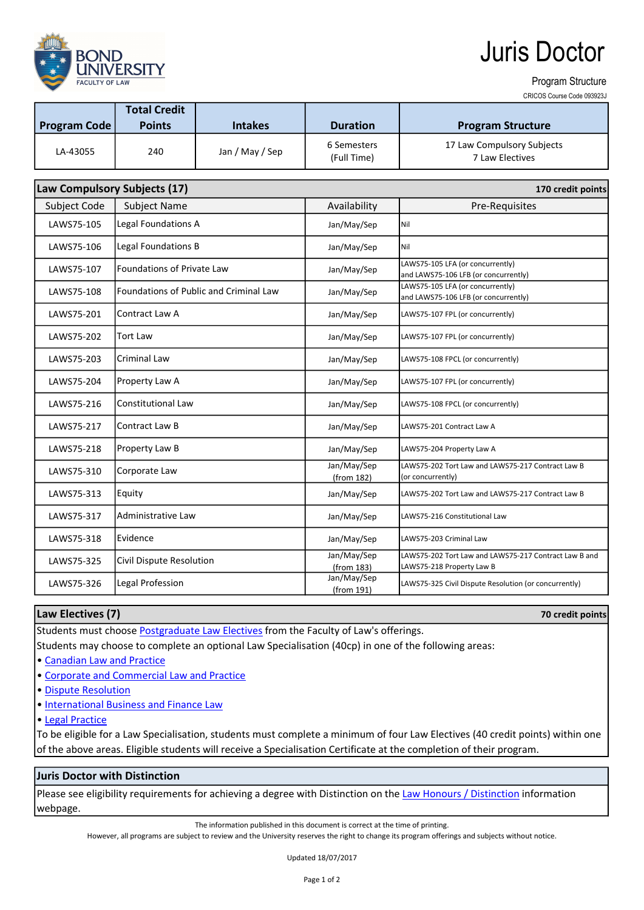BOND UNIVERSITY
FACULTY OF LAW

# Juris Doctor

Program Structure

CRICOS Course Code 093923J

| Program Code | Total Credit Points | Intakes | Duration | Program Structure |
|---|---|---|---|---|
| LA-43055 | 240 | Jan / May / Sep | 6 Semesters (Full Time) | 17 Law Compulsory Subjects<br>7 Law Electives |

## Law Compulsory Subjects (17) — 170 credit points

| Subject Code | Subject Name | Availability | Pre-Requisites |
|---|---|---|---|
| LAWS75-105 | Legal Foundations A | Jan/May/Sep | Nil |
| LAWS75-106 | Legal Foundations B | Jan/May/Sep | Nil |
| LAWS75-107 | Foundations of Private Law | Jan/May/Sep | LAWS75-105 LFA (or concurrently) and LAWS75-106 LFB (or concurrently) |
| LAWS75-108 | Foundations of Public and Criminal Law | Jan/May/Sep | LAWS75-105 LFA (or concurrently) and LAWS75-106 LFB (or concurrently) |
| LAWS75-201 | Contract Law A | Jan/May/Sep | LAWS75-107 FPL (or concurrently) |
| LAWS75-202 | Tort Law | Jan/May/Sep | LAWS75-107 FPL (or concurrently) |
| LAWS75-203 | Criminal Law | Jan/May/Sep | LAWS75-108 FPCL (or concurrently) |
| LAWS75-204 | Property Law A | Jan/May/Sep | LAWS75-107 FPL (or concurrently) |
| LAWS75-216 | Constitutional Law | Jan/May/Sep | LAWS75-108 FPCL (or concurrently) |
| LAWS75-217 | Contract Law B | Jan/May/Sep | LAWS75-201 Contract Law A |
| LAWS75-218 | Property Law B | Jan/May/Sep | LAWS75-204 Property Law A |
| LAWS75-310 | Corporate Law | Jan/May/Sep (from 182) | LAWS75-202 Tort Law and LAWS75-217 Contract Law B (or concurrently) |
| LAWS75-313 | Equity | Jan/May/Sep | LAWS75-202 Tort Law and LAWS75-217 Contract Law B |
| LAWS75-317 | Administrative Law | Jan/May/Sep | LAWS75-216 Constitutional Law |
| LAWS75-318 | Evidence | Jan/May/Sep | LAWS75-203 Criminal Law |
| LAWS75-325 | Civil Dispute Resolution | Jan/May/Sep (from 183) | LAWS75-202 Tort Law and LAWS75-217 Contract Law B and LAWS75-218 Property Law B |
| LAWS75-326 | Legal Profession | Jan/May/Sep (from 191) | LAWS75-325 Civil Dispute Resolution (or concurrently) |

## Law Electives (7) — 70 credit points

Students must choose Postgraduate Law Electives from the Faculty of Law's offerings.

Students may choose to complete an optional Law Specialisation (40cp) in one of the following areas:

- Canadian Law and Practice
- Corporate and Commercial Law and Practice
- Dispute Resolution
- International Business and Finance Law
- Legal Practice

To be eligible for a Law Specialisation, students must complete a minimum of four Law Electives (40 credit points) within one of the above areas. Eligible students will receive a Specialisation Certificate at the completion of their program.

## Juris Doctor with Distinction

Please see eligibility requirements for achieving a degree with Distinction on the Law Honours / Distinction information webpage.

The information published in this document is correct at the time of printing.
However, all programs are subject to review and the University reserves the right to change its program offerings and subjects without notice.

Updated 18/07/2017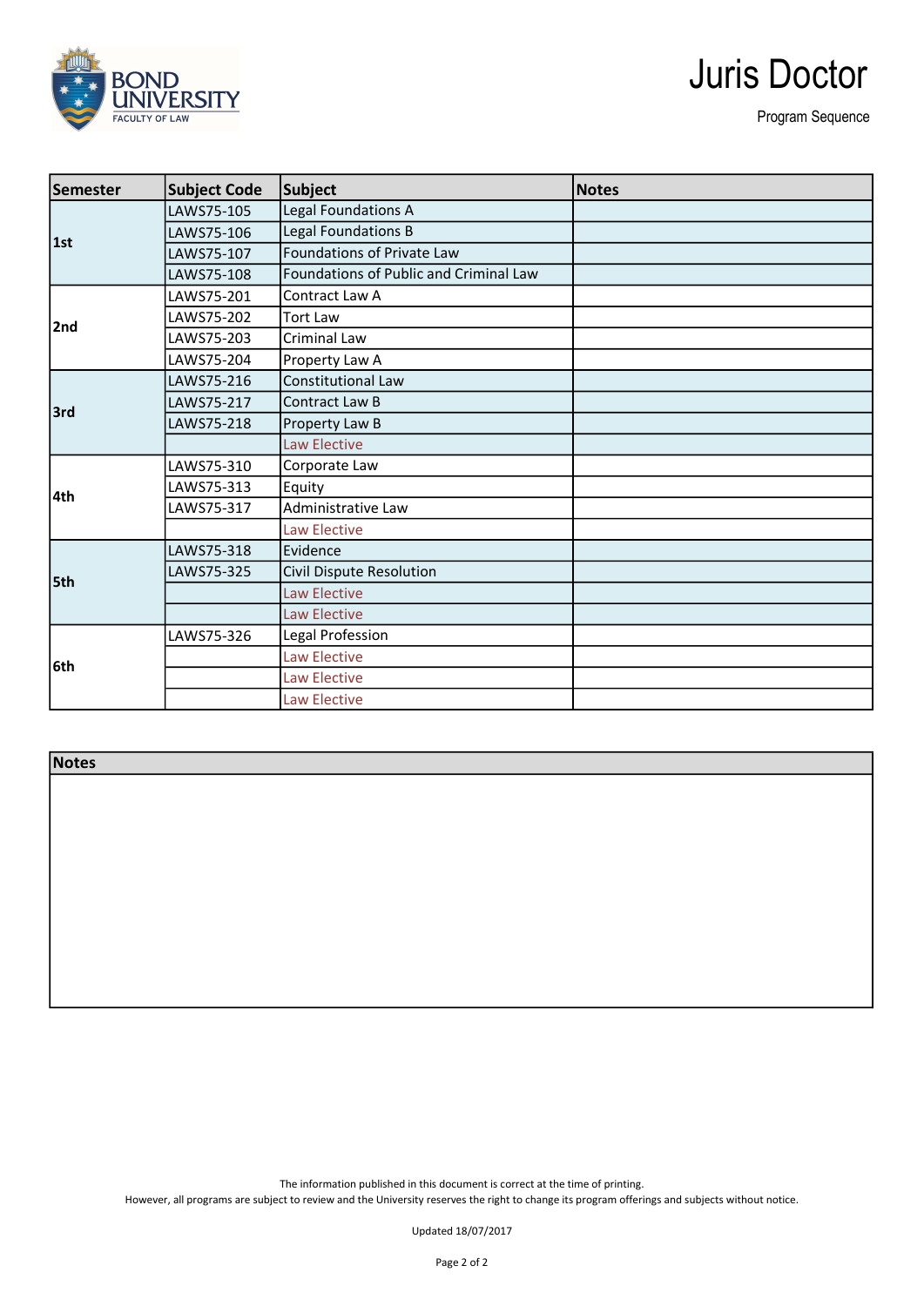BOND UNIVERSITY
FACULTY OF LAW

# Juris Doctor

Program Sequence

| Semester | Subject Code | Subject | Notes |
|---|---|---|---|
| 1st | LAWS75-105 | Legal Foundations A | |
| | LAWS75-106 | Legal Foundations B | |
| | LAWS75-107 | Foundations of Private Law | |
| | LAWS75-108 | Foundations of Public and Criminal Law | |
| 2nd | LAWS75-201 | Contract Law A | |
| | LAWS75-202 | Tort Law | |
| | LAWS75-203 | Criminal Law | |
| | LAWS75-204 | Property Law A | |
| 3rd | LAWS75-216 | Constitutional Law | |
| | LAWS75-217 | Contract Law B | |
| | LAWS75-218 | Property Law B | |
| | | Law Elective | |
| 4th | LAWS75-310 | Corporate Law | |
| | LAWS75-313 | Equity | |
| | LAWS75-317 | Administrative Law | |
| | | Law Elective | |
| 5th | LAWS75-318 | Evidence | |
| | LAWS75-325 | Civil Dispute Resolution | |
| | | Law Elective | |
| | | Law Elective | |
| 6th | LAWS75-326 | Legal Profession | |
| | | Law Elective | |
| | | Law Elective | |
| | | Law Elective | |

| Notes |
|---|
| |

The information published in this document is correct at the time of printing.
However, all programs are subject to review and the University reserves the right to change its program offerings and subjects without notice.

Updated 18/07/2017